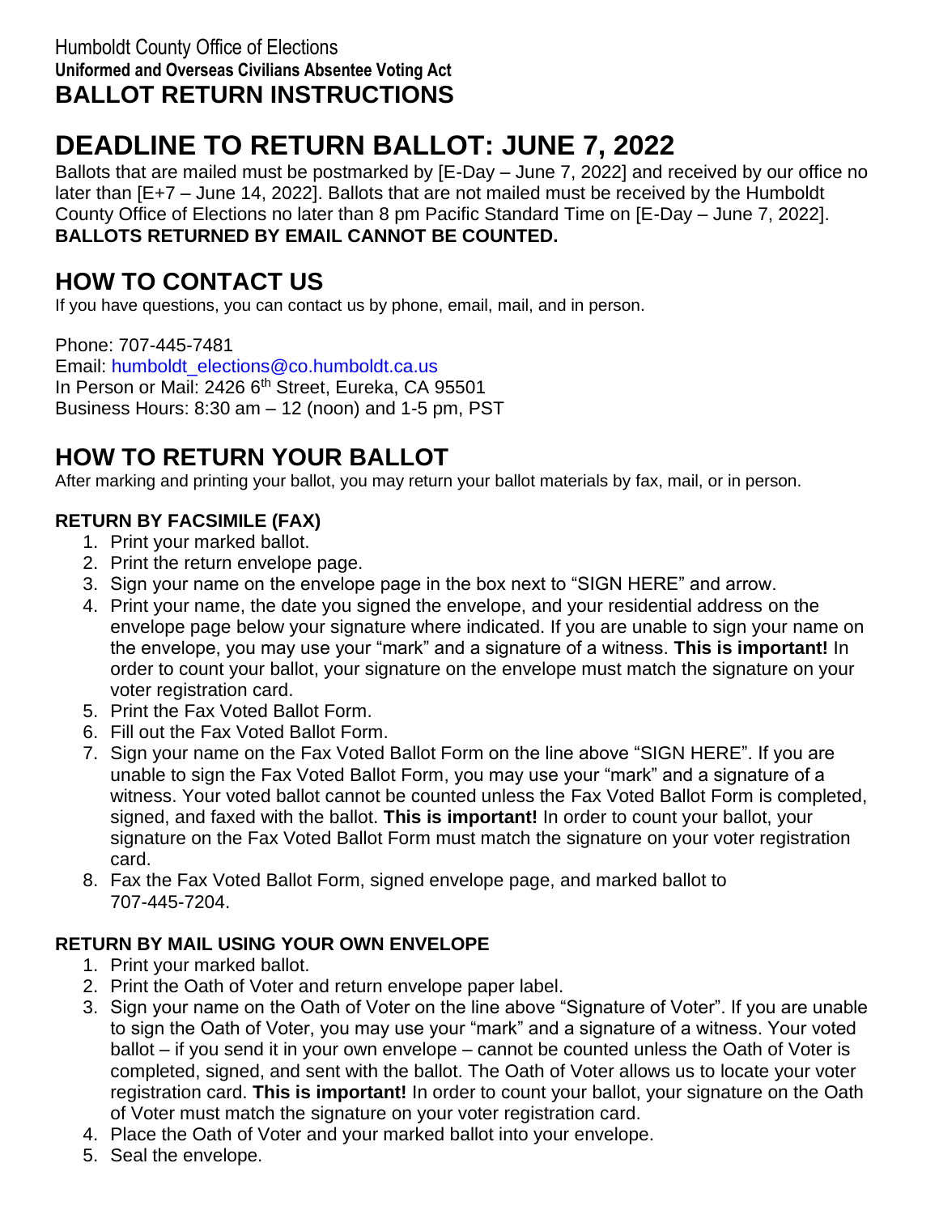Humboldt County Office of Elections

**Uniformed and Overseas Civilians Absentee Voting Act**

**BALLOT RETURN INSTRUCTIONS**

# DEADLINE TO RETURN BALLOT: JUNE 7, 2022

Ballots that are mailed must be postmarked by [E-Day – June 7, 2022] and received by our office no later than [E+7 – June 14, 2022]. Ballots that are not mailed must be received by the Humboldt County Office of Elections no later than 8 pm Pacific Standard Time on [E-Day – June 7, 2022]. **BALLOTS RETURNED BY EMAIL CANNOT BE COUNTED.**

## HOW TO CONTACT US

If you have questions, you can contact us by phone, email, mail, and in person.

Phone: 707-445-7481
Email: humboldt_elections@co.humboldt.ca.us
In Person or Mail: 2426 6th Street, Eureka, CA 95501
Business Hours: 8:30 am – 12 (noon) and 1-5 pm, PST

## HOW TO RETURN YOUR BALLOT

After marking and printing your ballot, you may return your ballot materials by fax, mail, or in person.

### RETURN BY FACSIMILE (FAX)

1. Print your marked ballot.
2. Print the return envelope page.
3. Sign your name on the envelope page in the box next to "SIGN HERE" and arrow.
4. Print your name, the date you signed the envelope, and your residential address on the envelope page below your signature where indicated. If you are unable to sign your name on the envelope, you may use your "mark" and a signature of a witness. **This is important!** In order to count your ballot, your signature on the envelope must match the signature on your voter registration card.
5. Print the Fax Voted Ballot Form.
6. Fill out the Fax Voted Ballot Form.
7. Sign your name on the Fax Voted Ballot Form on the line above "SIGN HERE". If you are unable to sign the Fax Voted Ballot Form, you may use your "mark" and a signature of a witness. Your voted ballot cannot be counted unless the Fax Voted Ballot Form is completed, signed, and faxed with the ballot. **This is important!** In order to count your ballot, your signature on the Fax Voted Ballot Form must match the signature on your voter registration card.
8. Fax the Fax Voted Ballot Form, signed envelope page, and marked ballot to 707-445-7204.

### RETURN BY MAIL USING YOUR OWN ENVELOPE

1. Print your marked ballot.
2. Print the Oath of Voter and return envelope paper label.
3. Sign your name on the Oath of Voter on the line above "Signature of Voter". If you are unable to sign the Oath of Voter, you may use your "mark" and a signature of a witness. Your voted ballot – if you send it in your own envelope – cannot be counted unless the Oath of Voter is completed, signed, and sent with the ballot. The Oath of Voter allows us to locate your voter registration card. **This is important!** In order to count your ballot, your signature on the Oath of Voter must match the signature on your voter registration card.
4. Place the Oath of Voter and your marked ballot into your envelope.
5. Seal the envelope.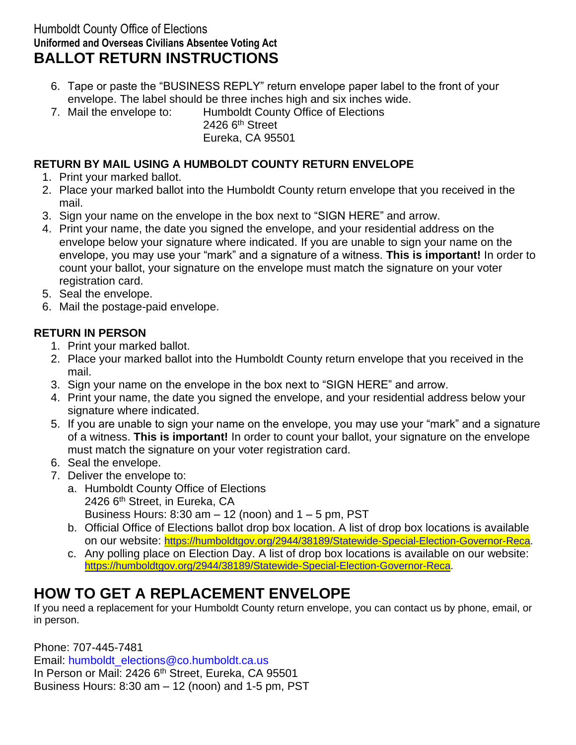Humboldt County Office of Elections

**Uniformed and Overseas Civilians Absentee Voting Act**

# BALLOT RETURN INSTRUCTIONS

6. Tape or paste the "BUSINESS REPLY" return envelope paper label to the front of your envelope. The label should be three inches high and six inches wide.
7. Mail the envelope to: Humboldt County Office of Elections
   2426 6th Street
   Eureka, CA 95501

**RETURN BY MAIL USING A HUMBOLDT COUNTY RETURN ENVELOPE**

1. Print your marked ballot.
2. Place your marked ballot into the Humboldt County return envelope that you received in the mail.
3. Sign your name on the envelope in the box next to "SIGN HERE" and arrow.
4. Print your name, the date you signed the envelope, and your residential address on the envelope below your signature where indicated. If you are unable to sign your name on the envelope, you may use your "mark" and a signature of a witness. **This is important!** In order to count your ballot, your signature on the envelope must match the signature on your voter registration card.
5. Seal the envelope.
6. Mail the postage-paid envelope.

**RETURN IN PERSON**

1. Print your marked ballot.
2. Place your marked ballot into the Humboldt County return envelope that you received in the mail.
3. Sign your name on the envelope in the box next to "SIGN HERE" and arrow.
4. Print your name, the date you signed the envelope, and your residential address below your signature where indicated.
5. If you are unable to sign your name on the envelope, you may use your "mark" and a signature of a witness. **This is important!** In order to count your ballot, your signature on the envelope must match the signature on your voter registration card.
6. Seal the envelope.
7. Deliver the envelope to:
   a. Humboldt County Office of Elections
      2426 6th Street, in Eureka, CA
      Business Hours: 8:30 am – 12 (noon) and 1 – 5 pm, PST
   b. Official Office of Elections ballot drop box location. A list of drop box locations is available on our website: https://humboldtgov.org/2944/38189/Statewide-Special-Election-Governor-Reca.
   c. Any polling place on Election Day. A list of drop box locations is available on our website: https://humboldtgov.org/2944/38189/Statewide-Special-Election-Governor-Reca.

# HOW TO GET A REPLACEMENT ENVELOPE

If you need a replacement for your Humboldt County return envelope, you can contact us by phone, email, or in person.

Phone: 707-445-7481
Email: humboldt_elections@co.humboldt.ca.us
In Person or Mail: 2426 6th Street, Eureka, CA 95501
Business Hours: 8:30 am – 12 (noon) and 1-5 pm, PST